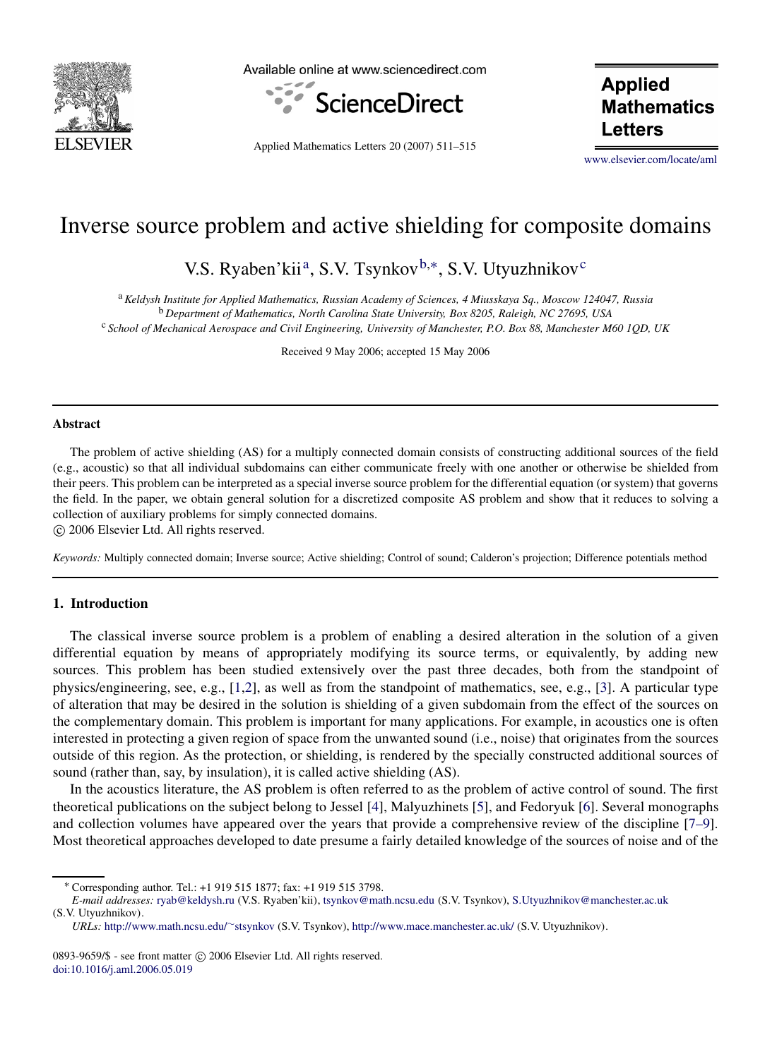# Inverse source problem and active shielding for composite domains

V.S. Ryaben'kii[a], S.V. Tsynkov[b,*], S.V. Utyuzhnikov[c]

[a] *Keldysh Institute for Applied Mathematics, Russian Academy of Sciences, 4 Miusskaya Sq., Moscow 124047, Russia*
[b] *Department of Mathematics, North Carolina State University, Box 8205, Raleigh, NC 27695, USA*
[c] *School of Mechanical Aerospace and Civil Engineering, University of Manchester, P.O. Box 88, Manchester M60 1QD, UK*

Received 9 May 2006; accepted 15 May 2006

## Abstract

The problem of active shielding (AS) for a multiply connected domain consists of constructing additional sources of the field (e.g., acoustic) so that all individual subdomains can either communicate freely with one another or otherwise be shielded from their peers. This problem can be interpreted as a special inverse source problem for the differential equation (or system) that governs the field. In the paper, we obtain general solution for a discretized composite AS problem and show that it reduces to solving a collection of auxiliary problems for simply connected domains.

© 2006 Elsevier Ltd. All rights reserved.

*Keywords:* Multiply connected domain; Inverse source; Active shielding; Control of sound; Calderon's projection; Difference potentials method

## 1. Introduction

The classical inverse source problem is a problem of enabling a desired alteration in the solution of a given differential equation by means of appropriately modifying its source terms, or equivalently, by adding new sources. This problem has been studied extensively over the past three decades, both from the standpoint of physics/engineering, see, e.g., [1,2], as well as from the standpoint of mathematics, see, e.g., [3]. A particular type of alteration that may be desired in the solution is shielding of a given subdomain from the effect of the sources on the complementary domain. This problem is important for many applications. For example, in acoustics one is often interested in protecting a given region of space from the unwanted sound (i.e., noise) that originates from the sources outside of this region. As the protection, or shielding, is rendered by the specially constructed additional sources of sound (rather than, say, by insulation), it is called active shielding (AS).

In the acoustics literature, the AS problem is often referred to as the problem of active control of sound. The first theoretical publications on the subject belong to Jessel [4], Malyuzhinets [5], and Fedoryuk [6]. Several monographs and collection volumes have appeared over the years that provide a comprehensive review of the discipline [7–9]. Most theoretical approaches developed to date presume a fairly detailed knowledge of the sources of noise and of the

---

* Corresponding author. Tel.: +1 919 515 1877; fax: +1 919 515 3798.
*E-mail addresses:* ryab@keldysh.ru (V.S. Ryaben'kii), tsynkov@math.ncsu.edu (S.V. Tsynkov), S.Utyuzhnikov@manchester.ac.uk (S.V. Utyuzhnikov).
*URLs:* http://www.math.ncsu.edu/~stsynkov (S.V. Tsynkov), http://www.mace.manchester.ac.uk/ (S.V. Utyuzhnikov).

0893-9659/$ - see front matter © 2006 Elsevier Ltd. All rights reserved.
doi:10.1016/j.aml.2006.05.019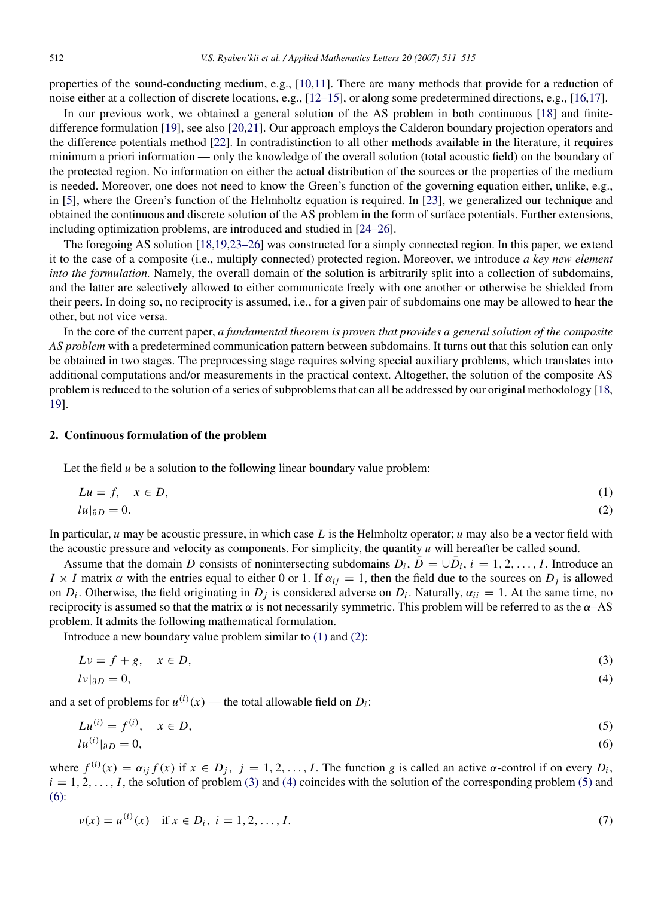properties of the sound-conducting medium, e.g., [10,11]. There are many methods that provide for a reduction of noise either at a collection of discrete locations, e.g., [12–15], or along some predetermined directions, e.g., [16,17].

In our previous work, we obtained a general solution of the AS problem in both continuous [18] and finite-difference formulation [19], see also [20,21]. Our approach employs the Calderon boundary projection operators and the difference potentials method [22]. In contradistinction to all other methods available in the literature, it requires minimum a priori information — only the knowledge of the overall solution (total acoustic field) on the boundary of the protected region. No information on either the actual distribution of the sources or the properties of the medium is needed. Moreover, one does not need to know the Green's function of the governing equation either, unlike, e.g., in [5], where the Green's function of the Helmholtz equation is required. In [23], we generalized our technique and obtained the continuous and discrete solution of the AS problem in the form of surface potentials. Further extensions, including optimization problems, are introduced and studied in [24–26].

The foregoing AS solution [18,19,23–26] was constructed for a simply connected region. In this paper, we extend it to the case of a composite (i.e., multiply connected) protected region. Moreover, we introduce *a key new element into the formulation.* Namely, the overall domain of the solution is arbitrarily split into a collection of subdomains, and the latter are selectively allowed to either communicate freely with one another or otherwise be shielded from their peers. In doing so, no reciprocity is assumed, i.e., for a given pair of subdomains one may be allowed to hear the other, but not vice versa.

In the core of the current paper, *a fundamental theorem is proven that provides a general solution of the composite AS problem* with a predetermined communication pattern between subdomains. It turns out that this solution can only be obtained in two stages. The preprocessing stage requires solving special auxiliary problems, which translates into additional computations and/or measurements in the practical context. Altogether, the solution of the composite AS problem is reduced to the solution of a series of subproblems that can all be addressed by our original methodology [18, 19].

## 2. Continuous formulation of the problem

Let the field $u$ be a solution to the following linear boundary value problem:

$$Lu = f, \quad x \in D, \tag{1}$$

$$lu|_{\partial D} = 0. \tag{2}$$

In particular, $u$ may be acoustic pressure, in which case $L$ is the Helmholtz operator; $u$ may also be a vector field with the acoustic pressure and velocity as components. For simplicity, the quantity $u$ will hereafter be called sound.

Assume that the domain $D$ consists of nonintersecting subdomains $D_i$, $\bar{D} = \cup \bar{D}_i$, $i = 1, 2, \ldots, I$. Introduce an $I \times I$ matrix $\alpha$ with the entries equal to either 0 or 1. If $\alpha_{ij} = 1$, then the field due to the sources on $D_j$ is allowed on $D_i$. Otherwise, the field originating in $D_j$ is considered adverse on $D_i$. Naturally, $\alpha_{ii} = 1$. At the same time, no reciprocity is assumed so that the matrix $\alpha$ is not necessarily symmetric. This problem will be referred to as the $\alpha$–AS problem. It admits the following mathematical formulation.

Introduce a new boundary value problem similar to (1) and (2):

$$Lv = f + g, \quad x \in D, \tag{3}$$

$$lv|_{\partial D} = 0, \tag{4}$$

and a set of problems for $u^{(i)}(x)$ — the total allowable field on $D_i$:

$$Lu^{(i)} = f^{(i)}, \quad x \in D, \tag{5}$$

$$lu^{(i)}|_{\partial D} = 0, \tag{6}$$

where $f^{(i)}(x) = \alpha_{ij} f(x)$ if $x \in D_j$, $j = 1, 2, \ldots, I$. The function $g$ is called an active $\alpha$-control if on every $D_i$, $i = 1, 2, \ldots, I$, the solution of problem (3) and (4) coincides with the solution of the corresponding problem (5) and (6):

$$v(x) = u^{(i)}(x) \quad \text{if } x \in D_i,\ i = 1, 2, \ldots, I. \tag{7}$$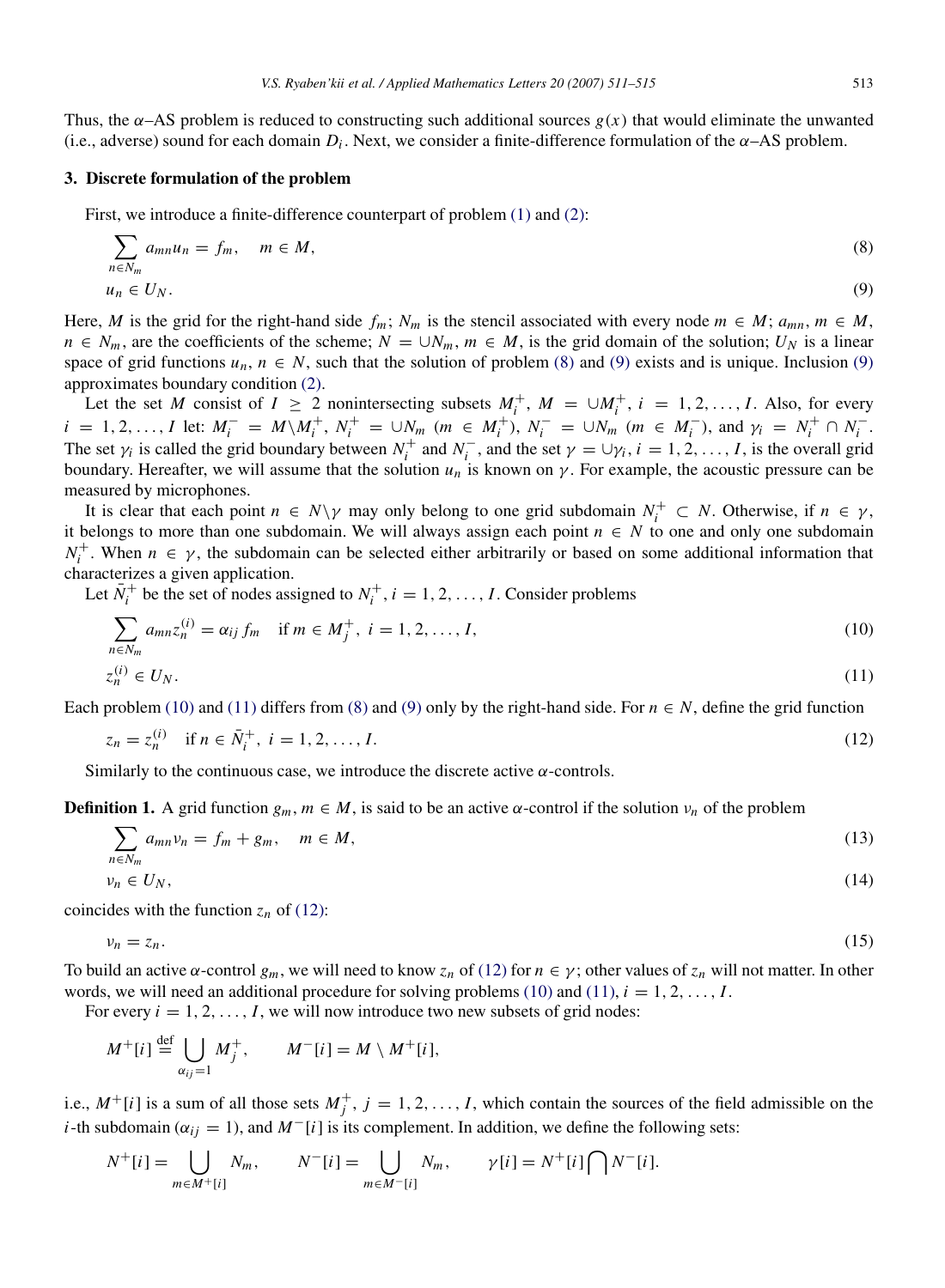Thus, the $\alpha$–AS problem is reduced to constructing such additional sources $g(x)$ that would eliminate the unwanted (i.e., adverse) sound for each domain $D_i$. Next, we consider a finite-difference formulation of the $\alpha$–AS problem.

## 3. Discrete formulation of the problem

First, we introduce a finite-difference counterpart of problem (1) and (2):

$$\sum_{n \in N_m} a_{mn} u_n = f_m, \quad m \in M, \tag{8}$$

$$u_n \in U_N. \tag{9}$$

Here, $M$ is the grid for the right-hand side $f_m$; $N_m$ is the stencil associated with every node $m \in M$; $a_{mn}$, $m \in M$, $n \in N_m$, are the coefficients of the scheme; $N = \cup N_m$, $m \in M$, is the grid domain of the solution; $U_N$ is a linear space of grid functions $u_n$, $n \in N$, such that the solution of problem (8) and (9) exists and is unique. Inclusion (9) approximates boundary condition (2).

Let the set $M$ consist of $I \geq 2$ nonintersecting subsets $M_i^+$, $M = \cup M_i^+$, $i = 1, 2, \ldots, I$. Also, for every $i = 1, 2, \ldots, I$ let: $M_i^- = M \backslash M_i^+$, $N_i^+ = \cup N_m$ $(m \in M_i^+)$, $N_i^- = \cup N_m$ $(m \in M_i^-)$, and $\gamma_i = N_i^+ \cap N_i^-$. The set $\gamma_i$ is called the grid boundary between $N_i^+$ and $N_i^-$, and the set $\gamma = \cup \gamma_i$, $i = 1, 2, \ldots, I$, is the overall grid boundary. Hereafter, we will assume that the solution $u_n$ is known on $\gamma$. For example, the acoustic pressure can be measured by microphones.

It is clear that each point $n \in N \backslash \gamma$ may only belong to one grid subdomain $N_i^+ \subset N$. Otherwise, if $n \in \gamma$, it belongs to more than one subdomain. We will always assign each point $n \in N$ to one and only one subdomain $N_i^+$. When $n \in \gamma$, the subdomain can be selected either arbitrarily or based on some additional information that characterizes a given application.

Let $\bar{N}_i^+$ be the set of nodes assigned to $N_i^+$, $i = 1, 2, \ldots, I$. Consider problems

$$\sum_{n \in N_m} a_{mn} z_n^{(i)} = \alpha_{ij} f_m \quad \text{if } m \in M_j^+,\ i = 1, 2, \ldots, I, \tag{10}$$

$$z_n^{(i)} \in U_N. \tag{11}$$

Each problem (10) and (11) differs from (8) and (9) only by the right-hand side. For $n \in N$, define the grid function

$$z_n = z_n^{(i)} \quad \text{if } n \in \bar{N}_i^+,\ i = 1, 2, \ldots, I. \tag{12}$$

Similarly to the continuous case, we introduce the discrete active $\alpha$-controls.

**Definition 1.** A grid function $g_m$, $m \in M$, is said to be an active $\alpha$-control if the solution $v_n$ of the problem

$$\sum_{n \in N_m} a_{mn} v_n = f_m + g_m, \quad m \in M, \tag{13}$$

$$v_n \in U_N, \tag{14}$$

coincides with the function $z_n$ of (12):

$$v_n = z_n. \tag{15}$$

To build an active $\alpha$-control $g_m$, we will need to know $z_n$ of (12) for $n \in \gamma$; other values of $z_n$ will not matter. In other words, we will need an additional procedure for solving problems (10) and (11), $i = 1, 2, \ldots, I$.

For every $i = 1, 2, \ldots, I$, we will now introduce two new subsets of grid nodes:

$$M^+[i] \stackrel{\text{def}}{=} \bigcup_{\alpha_{ij}=1} M_j^+, \qquad M^-[i] = M \setminus M^+[i],$$

i.e., $M^+[i]$ is a sum of all those sets $M_j^+$, $j = 1, 2, \ldots, I$, which contain the sources of the field admissible on the $i$-th subdomain ($\alpha_{ij} = 1$), and $M^-[i]$ is its complement. In addition, we define the following sets:

$$N^+[i] = \bigcup_{m \in M^+[i]} N_m, \qquad N^-[i] = \bigcup_{m \in M^-[i]} N_m, \qquad \gamma[i] = N^+[i] \bigcap N^-[i].$$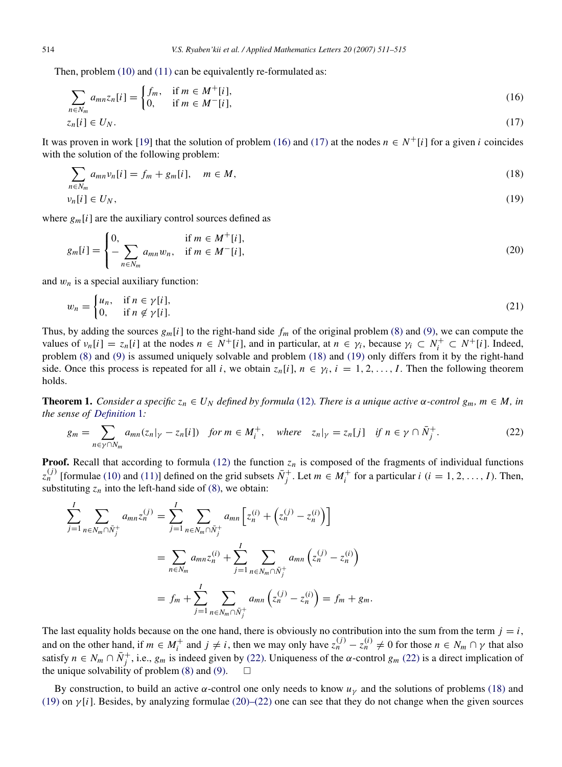Then, problem (10) and (11) can be equivalently re-formulated as:

$$\sum_{n \in N_m} a_{mn} z_n[i] = \begin{cases} f_m, & \text{if } m \in M^+[i], \\ 0, & \text{if } m \in M^-[i], \end{cases} \tag{16}$$

$$z_n[i] \in U_N. \tag{17}$$

It was proven in work [19] that the solution of problem (16) and (17) at the nodes $n \in N^+[i]$ for a given $i$ coincides with the solution of the following problem:

$$\sum_{n \in N_m} a_{mn} v_n[i] = f_m + g_m[i], \quad m \in M, \tag{18}$$

$$v_n[i] \in U_N, \tag{19}$$

where $g_m[i]$ are the auxiliary control sources defined as

$$g_m[i] = \begin{cases} 0, & \text{if } m \in M^+[i], \\ -\displaystyle\sum_{n \in N_m} a_{mn} w_n, & \text{if } m \in M^-[i], \end{cases} \tag{20}$$

and $w_n$ is a special auxiliary function:

$$w_n = \begin{cases} u_n, & \text{if } n \in \gamma[i], \\ 0, & \text{if } n \notin \gamma[i]. \end{cases} \tag{21}$$

Thus, by adding the sources $g_m[i]$ to the right-hand side $f_m$ of the original problem (8) and (9), we can compute the values of $v_n[i] = z_n[i]$ at the nodes $n \in N^+[i]$, and in particular, at $n \in \gamma_i$, because $\gamma_i \subset N_i^+ \subset N^+[i]$. Indeed, problem (8) and (9) is assumed uniquely solvable and problem (18) and (19) only differs from it by the right-hand side. Once this process is repeated for all $i$, we obtain $z_n[i]$, $n \in \gamma_i$, $i = 1, 2, \ldots, I$. Then the following theorem holds.

**Theorem 1.** *Consider a specific $z_n \in U_N$ defined by formula (12). There is a unique active $\alpha$-control $g_m$, $m \in M$, in the sense of Definition 1:*

$$g_m = \sum_{n \in \gamma \cap N_m} a_{mn}(z_n|_\gamma - z_n[i]) \quad \text{for } m \in M_i^+, \quad \text{where} \quad z_n|_\gamma = z_n[j] \quad \text{if } n \in \gamma \cap \bar{N}_j^+. \tag{22}$$

**Proof.** Recall that according to formula (12) the function $z_n$ is composed of the fragments of individual functions $z_n^{(j)}$ [formulae (10) and (11)] defined on the grid subsets $\bar{N}_j^+$. Let $m \in M_i^+$ for a particular $i$ ($i = 1, 2, \ldots, I$). Then, substituting $z_n$ into the left-hand side of (8), we obtain:

$$\begin{aligned}
\sum_{j=1}^{I} \sum_{n \in N_m \cap \bar{N}_j^+} a_{mn} z_n^{(j)} &= \sum_{j=1}^{I} \sum_{n \in N_m \cap \bar{N}_j^+} a_{mn} \left[ z_n^{(i)} + \left( z_n^{(j)} - z_n^{(i)} \right) \right] \\
&= \sum_{n \in N_m} a_{mn} z_n^{(i)} + \sum_{j=1}^{I} \sum_{n \in N_m \cap \bar{N}_j^+} a_{mn} \left( z_n^{(j)} - z_n^{(i)} \right) \\
&= f_m + \sum_{j=1}^{I} \sum_{n \in N_m \cap \bar{N}_j^+} a_{mn} \left( z_n^{(j)} - z_n^{(i)} \right) = f_m + g_m.
\end{aligned}$$

The last equality holds because on the one hand, there is obviously no contribution into the sum from the term $j = i$, and on the other hand, if $m \in M_i^+$ and $j \neq i$, then we may only have $z_n^{(j)} - z_n^{(i)} \neq 0$ for those $n \in N_m \cap \gamma$ that also satisfy $n \in N_m \cap \bar{N}_j^+$, i.e., $g_m$ is indeed given by (22). Uniqueness of the $\alpha$-control $g_m$ (22) is a direct implication of the unique solvability of problem (8) and (9). $\square$

By construction, to build an active $\alpha$-control one only needs to know $u_\gamma$ and the solutions of problems (18) and (19) on $\gamma[i]$. Besides, by analyzing formulae (20)–(22) one can see that they do not change when the given sources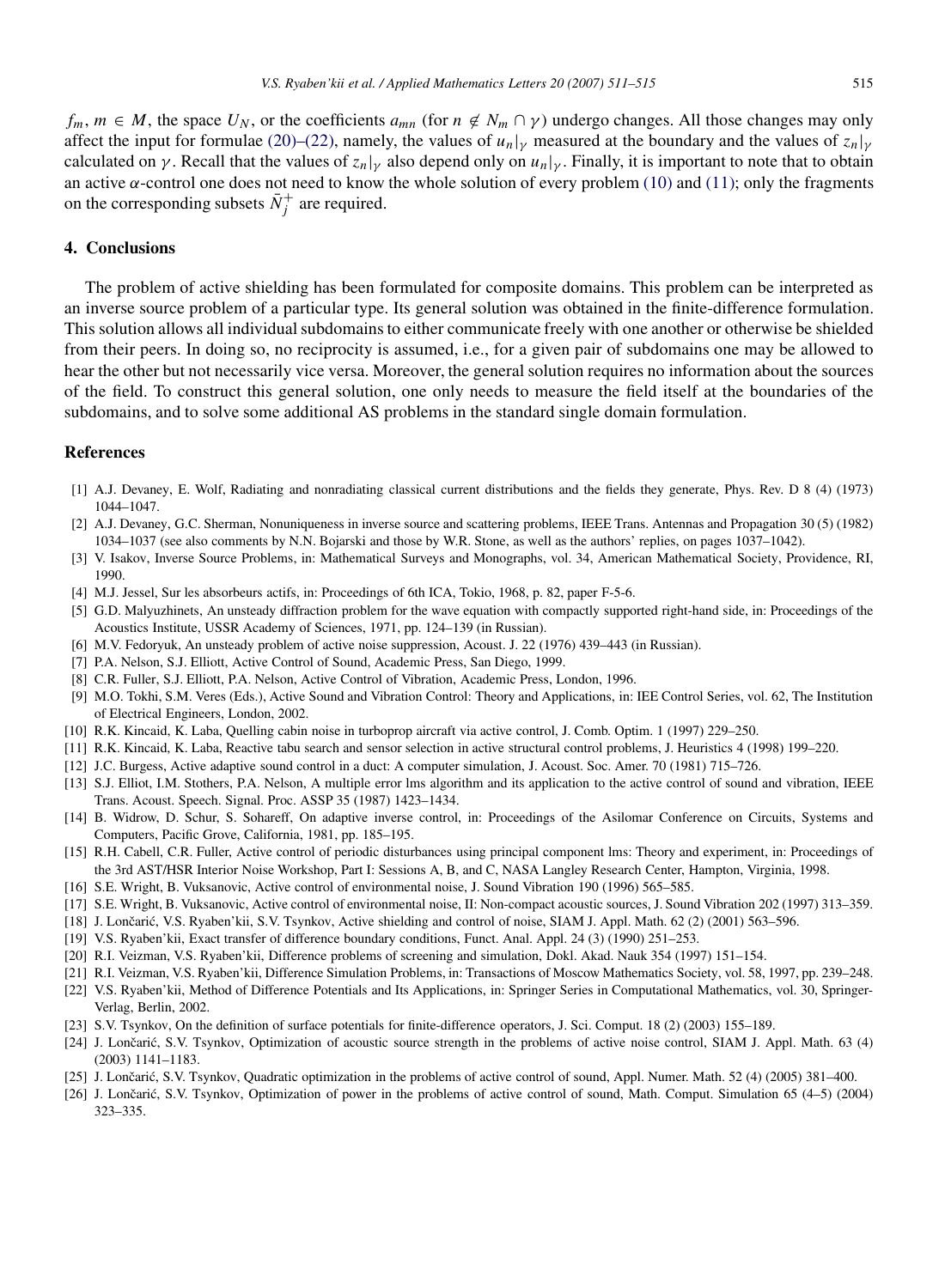$f_m$, $m \in M$, the space $U_N$, or the coefficients $a_{mn}$ (for $n \notin N_m \cap \gamma$) undergo changes. All those changes may only affect the input for formulae (20)–(22), namely, the values of $u_n|_\gamma$ measured at the boundary and the values of $z_n|_\gamma$ calculated on $\gamma$. Recall that the values of $z_n|_\gamma$ also depend only on $u_n|_\gamma$. Finally, it is important to note that to obtain an active $\alpha$-control one does not need to know the whole solution of every problem (10) and (11); only the fragments on the corresponding subsets $\bar{N}_j^+$ are required.

## 4. Conclusions

The problem of active shielding has been formulated for composite domains. This problem can be interpreted as an inverse source problem of a particular type. Its general solution was obtained in the finite-difference formulation. This solution allows all individual subdomains to either communicate freely with one another or otherwise be shielded from their peers. In doing so, no reciprocity is assumed, i.e., for a given pair of subdomains one may be allowed to hear the other but not necessarily vice versa. Moreover, the general solution requires no information about the sources of the field. To construct this general solution, one only needs to measure the field itself at the boundaries of the subdomains, and to solve some additional AS problems in the standard single domain formulation.

## References

[1] A.J. Devaney, E. Wolf, Radiating and nonradiating classical current distributions and the fields they generate, Phys. Rev. D 8 (4) (1973) 1044–1047.

[2] A.J. Devaney, G.C. Sherman, Nonuniqueness in inverse source and scattering problems, IEEE Trans. Antennas and Propagation 30 (5) (1982) 1034–1037 (see also comments by N.N. Bojarski and those by W.R. Stone, as well as the authors' replies, on pages 1037–1042).

[3] V. Isakov, Inverse Source Problems, in: Mathematical Surveys and Monographs, vol. 34, American Mathematical Society, Providence, RI, 1990.

[4] M.J. Jessel, Sur les absorbeurs actifs, in: Proceedings of 6th ICA, Tokio, 1968, p. 82, paper F-5-6.

[5] G.D. Malyuzhinets, An unsteady diffraction problem for the wave equation with compactly supported right-hand side, in: Proceedings of the Acoustics Institute, USSR Academy of Sciences, 1971, pp. 124–139 (in Russian).

[6] M.V. Fedoryuk, An unsteady problem of active noise suppression, Acoust. J. 22 (1976) 439–443 (in Russian).

[7] P.A. Nelson, S.J. Elliott, Active Control of Sound, Academic Press, San Diego, 1999.

[8] C.R. Fuller, S.J. Elliott, P.A. Nelson, Active Control of Vibration, Academic Press, London, 1996.

[9] M.O. Tokhi, S.M. Veres (Eds.), Active Sound and Vibration Control: Theory and Applications, in: IEE Control Series, vol. 62, The Institution of Electrical Engineers, London, 2002.

[10] R.K. Kincaid, K. Laba, Quelling cabin noise in turboprop aircraft via active control, J. Comb. Optim. 1 (1997) 229–250.

[11] R.K. Kincaid, K. Laba, Reactive tabu search and sensor selection in active structural control problems, J. Heuristics 4 (1998) 199–220.

[12] J.C. Burgess, Active adaptive sound control in a duct: A computer simulation, J. Acoust. Soc. Amer. 70 (1981) 715–726.

[13] S.J. Elliot, I.M. Stothers, P.A. Nelson, A multiple error lms algorithm and its application to the active control of sound and vibration, IEEE Trans. Acoust. Speech. Signal. Proc. ASSP 35 (1987) 1423–1434.

[14] B. Widrow, D. Schur, S. Sohareff, On adaptive inverse control, in: Proceedings of the Asilomar Conference on Circuits, Systems and Computers, Pacific Grove, California, 1981, pp. 185–195.

[15] R.H. Cabell, C.R. Fuller, Active control of periodic disturbances using principal component lms: Theory and experiment, in: Proceedings of the 3rd AST/HSR Interior Noise Workshop, Part I: Sessions A, B, and C, NASA Langley Research Center, Hampton, Virginia, 1998.

[16] S.E. Wright, B. Vuksanovic, Active control of environmental noise, J. Sound Vibration 190 (1996) 565–585.

[17] S.E. Wright, B. Vuksanovic, Active control of environmental noise, II: Non-compact acoustic sources, J. Sound Vibration 202 (1997) 313–359.

[18] J. Lončarić, V.S. Ryaben'kii, S.V. Tsynkov, Active shielding and control of noise, SIAM J. Appl. Math. 62 (2) (2001) 563–596.

[19] V.S. Ryaben'kii, Exact transfer of difference boundary conditions, Funct. Anal. Appl. 24 (3) (1990) 251–253.

[20] R.I. Veizman, V.S. Ryaben'kii, Difference problems of screening and simulation, Dokl. Akad. Nauk 354 (1997) 151–154.

[21] R.I. Veizman, V.S. Ryaben'kii, Difference Simulation Problems, in: Transactions of Moscow Mathematics Society, vol. 58, 1997, pp. 239–248.

[22] V.S. Ryaben'kii, Method of Difference Potentials and Its Applications, in: Springer Series in Computational Mathematics, vol. 30, Springer-Verlag, Berlin, 2002.

[23] S.V. Tsynkov, On the definition of surface potentials for finite-difference operators, J. Sci. Comput. 18 (2) (2003) 155–189.

[24] J. Lončarić, S.V. Tsynkov, Optimization of acoustic source strength in the problems of active noise control, SIAM J. Appl. Math. 63 (4) (2003) 1141–1183.

[25] J. Lončarić, S.V. Tsynkov, Quadratic optimization in the problems of active control of sound, Appl. Numer. Math. 52 (4) (2005) 381–400.

[26] J. Lončarić, S.V. Tsynkov, Optimization of power in the problems of active control of sound, Math. Comput. Simulation 65 (4–5) (2004) 323–335.